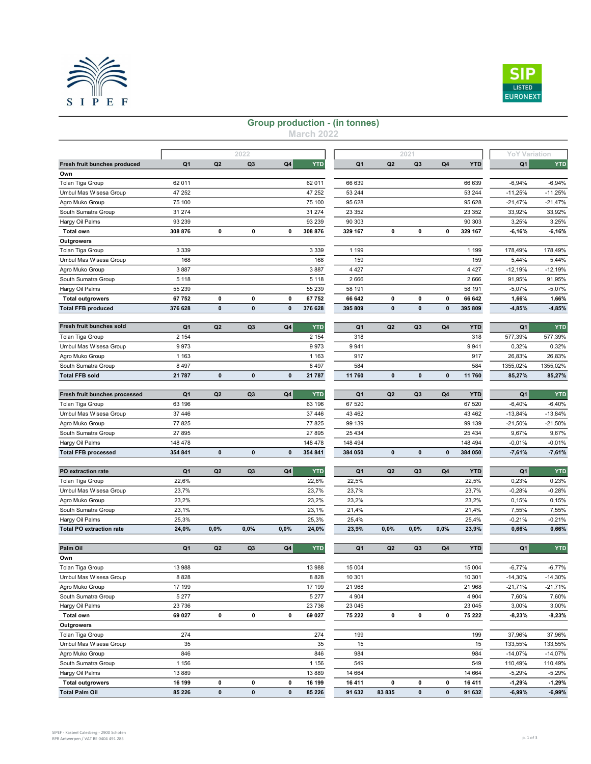# Group production - (in tonnes)

## March 2022

| Fresh fruit bunches produced | 2022 Q1 | Q2 | Q3 | Q4 | YTD | 2021 Q1 | Q2 | Q3 | Q4 | YTD | YoY Variation Q1 | YTD |
|---|---|---|---|---|---|---|---|---|---|---|---|---|
| **Own** | | | | | | | | | | | | |
| Tolan Tiga Group | 62 011 | | | | 62 011 | 66 639 | | | | 66 639 | -6,94% | -6,94% |
| Umbul Mas Wisesa Group | 47 252 | | | | 47 252 | 53 244 | | | | 53 244 | -11,25% | -11,25% |
| Agro Muko Group | 75 100 | | | | 75 100 | 95 628 | | | | 95 628 | -21,47% | -21,47% |
| South Sumatra Group | 31 274 | | | | 31 274 | 23 352 | | | | 23 352 | 33,92% | 33,92% |
| Hargy Oil Palms | 93 239 | | | | 93 239 | 90 303 | | | | 90 303 | 3,25% | 3,25% |
| **Total own** | **308 876** | **0** | **0** | **0** | **308 876** | **329 167** | **0** | **0** | **0** | **329 167** | **-6,16%** | **-6,16%** |
| **Outgrowers** | | | | | | | | | | | | |
| Tolan Tiga Group | 3 339 | | | | 3 339 | 1 199 | | | | 1 199 | 178,49% | 178,49% |
| Umbul Mas Wisesa Group | 168 | | | | 168 | 159 | | | | 159 | 5,44% | 5,44% |
| Agro Muko Group | 3 887 | | | | 3 887 | 4 427 | | | | 4 427 | -12,19% | -12,19% |
| South Sumatra Group | 5 118 | | | | 5 118 | 2 666 | | | | 2 666 | 91,95% | 91,95% |
| Hargy Oil Palms | 55 239 | | | | 55 239 | 58 191 | | | | 58 191 | -5,07% | -5,07% |
| **Total outgrowers** | **67 752** | **0** | **0** | **0** | **67 752** | **66 642** | **0** | **0** | **0** | **66 642** | **1,66%** | **1,66%** |
| **Total FFB produced** | **376 628** | **0** | **0** | **0** | **376 628** | **395 809** | **0** | **0** | **0** | **395 809** | **-4,85%** | **-4,85%** |

| Fresh fruit bunches sold | 2022 Q1 | Q2 | Q3 | Q4 | YTD | 2021 Q1 | Q2 | Q3 | Q4 | YTD | YoY Variation Q1 | YTD |
|---|---|---|---|---|---|---|---|---|---|---|---|---|
| Tolan Tiga Group | 2 154 | | | | 2 154 | 318 | | | | 318 | 577,39% | 577,39% |
| Umbul Mas Wisesa Group | 9 973 | | | | 9 973 | 9 941 | | | | 9 941 | 0,32% | 0,32% |
| Agro Muko Group | 1 163 | | | | 1 163 | 917 | | | | 917 | 26,83% | 26,83% |
| South Sumatra Group | 8 497 | | | | 8 497 | 584 | | | | 584 | 1355,02% | 1355,02% |
| **Total FFB sold** | **21 787** | **0** | **0** | **0** | **21 787** | **11 760** | **0** | **0** | **0** | **11 760** | **85,27%** | **85,27%** |

| Fresh fruit bunches processed | 2022 Q1 | Q2 | Q3 | Q4 | YTD | 2021 Q1 | Q2 | Q3 | Q4 | YTD | YoY Variation Q1 | YTD |
|---|---|---|---|---|---|---|---|---|---|---|---|---|
| Tolan Tiga Group | 63 196 | | | | 63 196 | 67 520 | | | | 67 520 | -6,40% | -6,40% |
| Umbul Mas Wisesa Group | 37 446 | | | | 37 446 | 43 462 | | | | 43 462 | -13,84% | -13,84% |
| Agro Muko Group | 77 825 | | | | 77 825 | 99 139 | | | | 99 139 | -21,50% | -21,50% |
| South Sumatra Group | 27 895 | | | | 27 895 | 25 434 | | | | 25 434 | 9,67% | 9,67% |
| Hargy Oil Palms | 148 478 | | | | 148 478 | 148 494 | | | | 148 494 | -0,01% | -0,01% |
| **Total FFB processed** | **354 841** | **0** | **0** | **0** | **354 841** | **384 050** | **0** | **0** | **0** | **384 050** | **-7,61%** | **-7,61%** |

| PO extraction rate | 2022 Q1 | Q2 | Q3 | Q4 | YTD | 2021 Q1 | Q2 | Q3 | Q4 | YTD | YoY Variation Q1 | YTD |
|---|---|---|---|---|---|---|---|---|---|---|---|---|
| Tolan Tiga Group | 22,6% | | | | 22,6% | 22,5% | | | | 22,5% | 0,23% | 0,23% |
| Umbul Mas Wisesa Group | 23,7% | | | | 23,7% | 23,7% | | | | 23,7% | -0,28% | -0,28% |
| Agro Muko Group | 23,2% | | | | 23,2% | 23,2% | | | | 23,2% | 0,15% | 0,15% |
| South Sumatra Group | 23,1% | | | | 23,1% | 21,4% | | | | 21,4% | 7,55% | 7,55% |
| Hargy Oil Palms | 25,3% | | | | 25,3% | 25,4% | | | | 25,4% | -0,21% | -0,21% |
| **Total PO extraction rate** | **24,0%** | **0,0%** | **0,0%** | **0,0%** | **24,0%** | **23,9%** | **0,0%** | **0,0%** | **0,0%** | **23,9%** | **0,66%** | **0,66%** |

| Palm Oil | 2022 Q1 | Q2 | Q3 | Q4 | YTD | 2021 Q1 | Q2 | Q3 | Q4 | YTD | YoY Variation Q1 | YTD |
|---|---|---|---|---|---|---|---|---|---|---|---|---|
| **Own** | | | | | | | | | | | | |
| Tolan Tiga Group | 13 988 | | | | 13 988 | 15 004 | | | | 15 004 | -6,77% | -6,77% |
| Umbul Mas Wisesa Group | 8 828 | | | | 8 828 | 10 301 | | | | 10 301 | -14,30% | -14,30% |
| Agro Muko Group | 17 199 | | | | 17 199 | 21 968 | | | | 21 968 | -21,71% | -21,71% |
| South Sumatra Group | 5 277 | | | | 5 277 | 4 904 | | | | 4 904 | 7,60% | 7,60% |
| Hargy Oil Palms | 23 736 | | | | 23 736 | 23 045 | | | | 23 045 | 3,00% | 3,00% |
| **Total own** | **69 027** | **0** | **0** | **0** | **69 027** | **75 222** | **0** | **0** | **0** | **75 222** | **-8,23%** | **-8,23%** |
| **Outgrowers** | | | | | | | | | | | | |
| Tolan Tiga Group | 274 | | | | 274 | 199 | | | | 199 | 37,96% | 37,96% |
| Umbul Mas Wisesa Group | 35 | | | | 35 | 15 | | | | 15 | 133,55% | 133,55% |
| Agro Muko Group | 846 | | | | 846 | 984 | | | | 984 | -14,07% | -14,07% |
| South Sumatra Group | 1 156 | | | | 1 156 | 549 | | | | 549 | 110,49% | 110,49% |
| Hargy Oil Palms | 13 889 | | | | 13 889 | 14 664 | | | | 14 664 | -5,29% | -5,29% |
| **Total outgrowers** | **16 199** | **0** | **0** | **0** | **16 199** | **16 411** | **0** | **0** | **0** | **16 411** | **-1,29%** | **-1,29%** |
| **Total Palm Oil** | **85 226** | **0** | **0** | **0** | **85 226** | **91 632** | **83 835** | **0** | **0** | **91 632** | **-6,99%** | **-6,99%** |

SIPEF - Kasteel Calesberg - 2900 Schoten
RPR Antwerpen / VAT BE 0404 491 285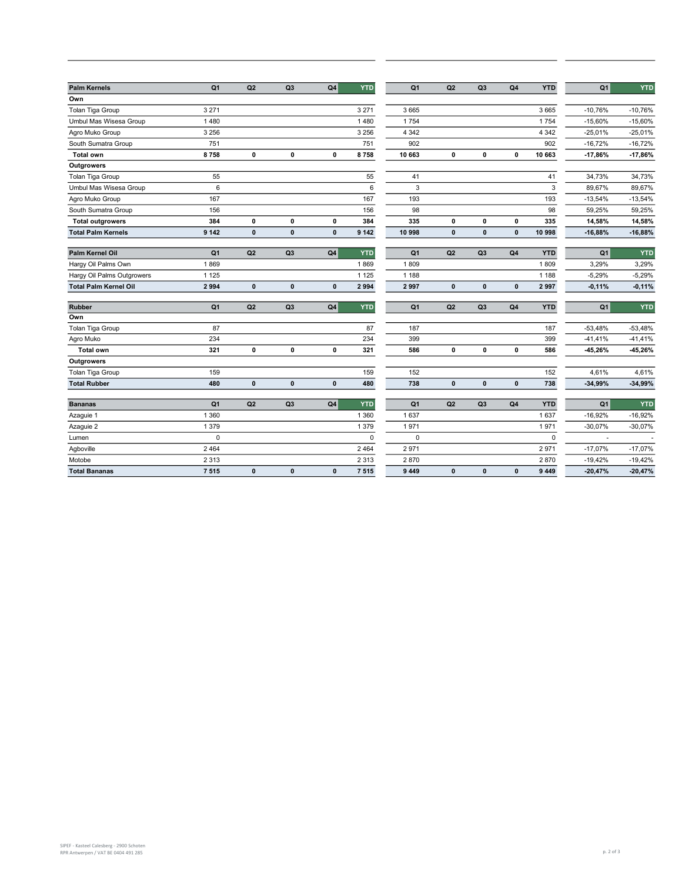| Palm Kernels | Q1 | Q2 | Q3 | Q4 | YTD | Q1 | Q2 | Q3 | Q4 | YTD | Q1 | YTD |
|---|---|---|---|---|---|---|---|---|---|---|---|---|
| **Own** | | | | | | | | | | | | |
| Tolan Tiga Group | 3 271 | | | | 3 271 | 3 665 | | | | 3 665 | -10,76% | -10,76% |
| Umbul Mas Wisesa Group | 1 480 | | | | 1 480 | 1 754 | | | | 1 754 | -15,60% | -15,60% |
| Agro Muko Group | 3 256 | | | | 3 256 | 4 342 | | | | 4 342 | -25,01% | -25,01% |
| South Sumatra Group | 751 | | | | 751 | 902 | | | | 902 | -16,72% | -16,72% |
| **Total own** | **8 758** | **0** | **0** | **0** | **8 758** | **10 663** | **0** | **0** | **0** | **10 663** | **-17,86%** | **-17,86%** |
| **Outgrowers** | | | | | | | | | | | | |
| Tolan Tiga Group | 55 | | | | 55 | 41 | | | | 41 | 34,73% | 34,73% |
| Umbul Mas Wisesa Group | 6 | | | | 6 | 3 | | | | 3 | 89,67% | 89,67% |
| Agro Muko Group | 167 | | | | 167 | 193 | | | | 193 | -13,54% | -13,54% |
| South Sumatra Group | 156 | | | | 156 | 98 | | | | 98 | 59,25% | 59,25% |
| **Total outgrowers** | **384** | **0** | **0** | **0** | **384** | **335** | **0** | **0** | **0** | **335** | **14,58%** | **14,58%** |
| **Total Palm Kernels** | **9 142** | **0** | **0** | **0** | **9 142** | **10 998** | **0** | **0** | **0** | **10 998** | **-16,88%** | **-16,88%** |

| Palm Kernel Oil | Q1 | Q2 | Q3 | Q4 | YTD | Q1 | Q2 | Q3 | Q4 | YTD | Q1 | YTD |
|---|---|---|---|---|---|---|---|---|---|---|---|---|
| Hargy Oil Palms Own | 1 869 | | | | 1 869 | 1 809 | | | | 1 809 | 3,29% | 3,29% |
| Hargy Oil Palms Outgrowers | 1 125 | | | | 1 125 | 1 188 | | | | 1 188 | -5,29% | -5,29% |
| **Total Palm Kernel Oil** | **2 994** | **0** | **0** | **0** | **2 994** | **2 997** | **0** | **0** | **0** | **2 997** | **-0,11%** | **-0,11%** |

| Rubber | Q1 | Q2 | Q3 | Q4 | YTD | Q1 | Q2 | Q3 | Q4 | YTD | Q1 | YTD |
|---|---|---|---|---|---|---|---|---|---|---|---|---|
| **Own** | | | | | | | | | | | | |
| Tolan Tiga Group | 87 | | | | 87 | 187 | | | | 187 | -53,48% | -53,48% |
| Agro Muko | 234 | | | | 234 | 399 | | | | 399 | -41,41% | -41,41% |
| **Total own** | **321** | **0** | **0** | **0** | **321** | **586** | **0** | **0** | **0** | **586** | **-45,26%** | **-45,26%** |
| **Outgrowers** | | | | | | | | | | | | |
| Tolan Tiga Group | 159 | | | | 159 | 152 | | | | 152 | 4,61% | 4,61% |
| **Total Rubber** | **480** | **0** | **0** | **0** | **480** | **738** | **0** | **0** | **0** | **738** | **-34,99%** | **-34,99%** |

| Bananas | Q1 | Q2 | Q3 | Q4 | YTD | Q1 | Q2 | Q3 | Q4 | YTD | Q1 | YTD |
|---|---|---|---|---|---|---|---|---|---|---|---|---|
| Azaguie 1 | 1 360 | | | | 1 360 | 1 637 | | | | 1 637 | -16,92% | -16,92% |
| Azaguie 2 | 1 379 | | | | 1 379 | 1 971 | | | | 1 971 | -30,07% | -30,07% |
| Lumen | 0 | | | | 0 | 0 | | | | 0 | - | - |
| Agboville | 2 464 | | | | 2 464 | 2 971 | | | | 2 971 | -17,07% | -17,07% |
| Motobe | 2 313 | | | | 2 313 | 2 870 | | | | 2 870 | -19,42% | -19,42% |
| **Total Bananas** | **7 515** | **0** | **0** | **0** | **7 515** | **9 449** | **0** | **0** | **0** | **9 449** | **-20,47%** | **-20,47%** |

SIPEF - Kasteel Calesberg - 2900 Schoten
RPR Antwerpen / VAT BE 0404 491 285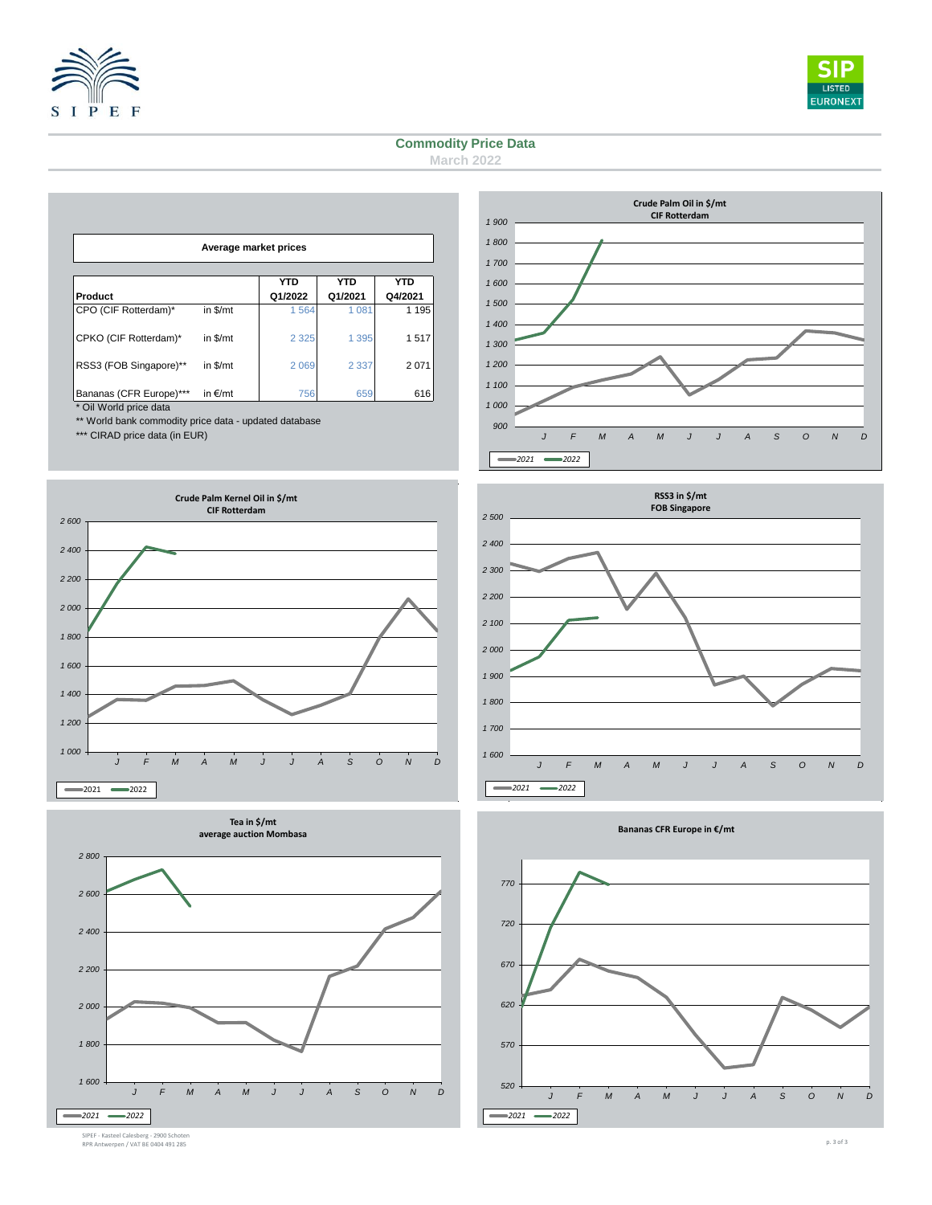# Commodity Price Data

**March 2022**

**Average market prices**

| Product | | YTD Q1/2022 | YTD Q1/2021 | YTD Q4/2021 |
|---|---|---|---|---|
| CPO (CIF Rotterdam)* | in $/mt | 1 564 | 1 081 | 1 195 |
| CPKO (CIF Rotterdam)* | in $/mt | 2 325 | 1 395 | 1 517 |
| RSS3 (FOB Singapore)** | in $/mt | 2 069 | 2 337 | 2 071 |
| Bananas (CFR Europe)*** | in €/mt | 756 | 659 | 616 |

\* Oil World price data

\*\* World bank commodity price data - updated database

\*\*\* CIRAD price data (in EUR)

**Crude Palm Oil in $/mt**
**CIF Rotterdam**

1 900
1 800
1 700
1 600
1 500
1 400
1 300
1 200
1 100
1 000
900

J F M A M J J A S O N D

2021 2022

**Crude Palm Kernel Oil in $/mt**
**CIF Rotterdam**

2 600
2 400
2 200
2 000
1 800
1 600
1 400
1 200
1 000

J F M A M J J A S O N D

2021 2022

**RSS3 in $/mt**
**FOB Singapore**

2 500
2 400
2 300
2 200
2 100
2 000
1 900
1 800
1 700
1 600

J F M A M J J A S O N D

2021 2022

**Tea in $/mt**
**average auction Mombasa**

2 800
2 600
2 400
2 200
2 000
1 800
1 600

J F M A M J J A S O N D

2021 2022

**Bananas CFR Europe in €/mt**

770
720
670
620
570
520

J F M A M J J A S O N D

2021 2022

SIPEF - Kasteel Calesberg - 2900 Schoten
RPR Antwerpen / VAT BE 0404 491 285